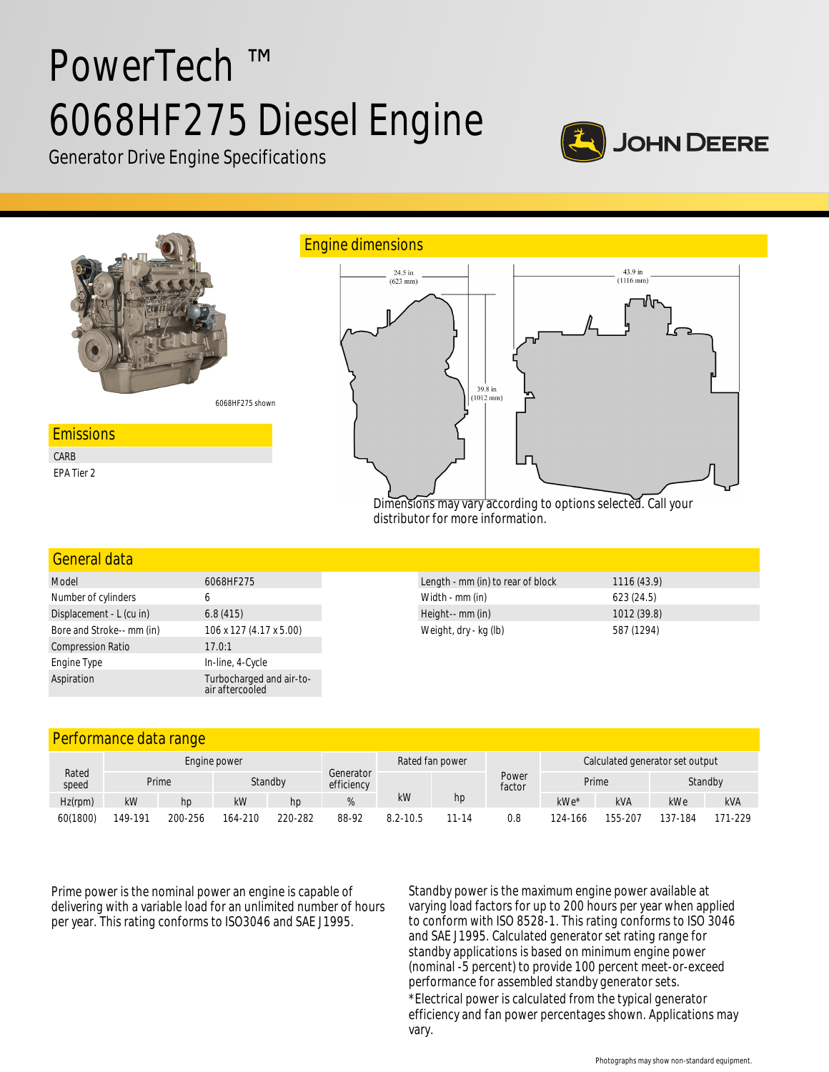# PowerTech ™ 6068HF275 Diesel Engine

Generator Drive Engine Specifications

JOHN DEERE

6068HF275 shown

## Emissions

CARB
EPA Tier 2

## Engine dimensions

24.5 in (623 mm)

43.9 in (1116 mm)

39.8 in (1012 mm)

Dimensions may vary according to options selected. Call your distributor for more information.

## General data

| Model | 6068HF275 |
|---|---|
| Number of cylinders | 6 |
| Displacement - L (cu in) | 6.8 (415) |
| Bore and Stroke-- mm (in) | 106 x 127 (4.17 x 5.00) |
| Compression Ratio | 17.0:1 |
| Engine Type | In-line, 4-Cycle |
| Aspiration | Turbocharged and air-to-air aftercooled |

| Length - mm (in) to rear of block | 1116 (43.9) |
|---|---|
| Width - mm (in) | 623 (24.5) |
| Height-- mm (in) | 1012 (39.8) |
| Weight, dry - kg (lb) | 587 (1294) |

## Performance data range

| Rated speed | Engine power | | | | Generator efficiency | Rated fan power | | Power factor | Calculated generator set output | | | |
|---|---|---|---|---|---|---|---|---|---|---|---|---|
| | Prime | | Standby | | | | | | Prime | | Standby | |
| Hz(rpm) | kW | hp | kW | hp | % | kW | hp | | kWe* | kVA | kWe | kVA |
| 60(1800) | 149-191 | 200-256 | 164-210 | 220-282 | 88-92 | 8.2-10.5 | 11-14 | 0.8 | 124-166 | 155-207 | 137-184 | 171-229 |

Prime power is the nominal power an engine is capable of delivering with a variable load for an unlimited number of hours per year. This rating conforms to ISO3046 and SAE J1995.

Standby power is the maximum engine power available at varying load factors for up to 200 hours per year when applied to conform with ISO 8528-1. This rating conforms to ISO 3046 and SAE J1995. Calculated generator set rating range for standby applications is based on minimum engine power (nominal -5 percent) to provide 100 percent meet-or-exceed performance for assembled standby generator sets.

*Electrical power is calculated from the typical generator efficiency and fan power percentages shown. Applications may vary.

Photographs may show non-standard equipment.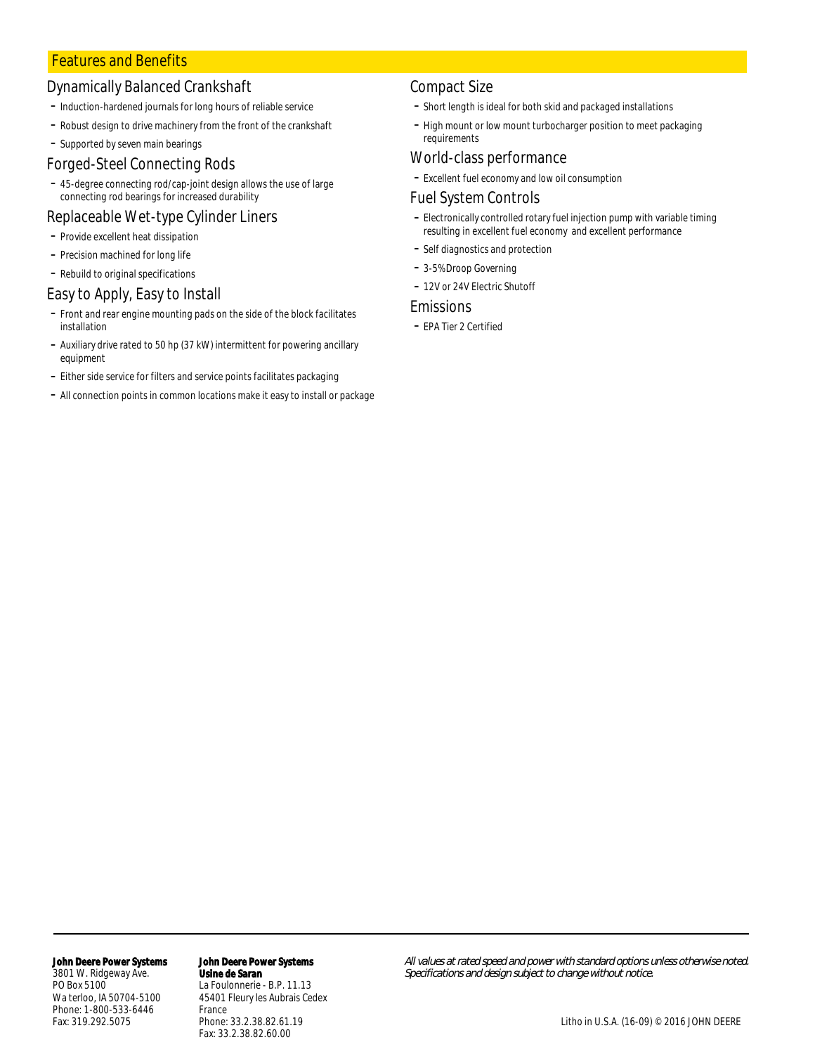## Features and Benefits

### Dynamically Balanced Crankshaft

- Induction-hardened journals for long hours of reliable service
- Robust design to drive machinery from the front of the crankshaft
- Supported by seven main bearings

### Forged-Steel Connecting Rods

- 45-degree connecting rod/cap-joint design allows the use of large connecting rod bearings for increased durability

### Replaceable Wet-type Cylinder Liners

- Provide excellent heat dissipation
- Precision machined for long life
- Rebuild to original specifications

### Easy to Apply, Easy to Install

- Front and rear engine mounting pads on the side of the block facilitates installation
- Auxiliary drive rated to 50 hp (37 kW) intermittent for powering ancillary equipment
- Either side service for filters and service points facilitates packaging
- All connection points in common locations make it easy to install or package

### Compact Size

- Short length is ideal for both skid and packaged installations
- High mount or low mount turbocharger position to meet packaging requirements

### World-class performance

- Excellent fuel economy and low oil consumption

### Fuel System Controls

- Electronically controlled rotary fuel injection pump with variable timing resulting in excellent fuel economy and excellent performance
- Self diagnostics and protection
- 3-5% Droop Governing
- 12V or 24V Electric Shutoff

### Emissions

- EPA Tier 2 Certified

---

**John Deere Power Systems**
3801 W. Ridgeway Ave.
PO Box 5100
Waterloo, IA 50704-5100
Phone: 1-800-533-6446
Fax: 319.292.5075

**John Deere Power Systems**
**Usine de Saran**
La Foulonnerie - B.P. 11.13
45401 Fleury les Aubrais Cedex
France
Phone: 33.2.38.82.61.19
Fax: 33.2.38.82.60.00

*All values at rated speed and power with standard options unless otherwise noted.*
*Specifications and design subject to change without notice.*

Litho in U.S.A. (16-09) © 2016 JOHN DEERE